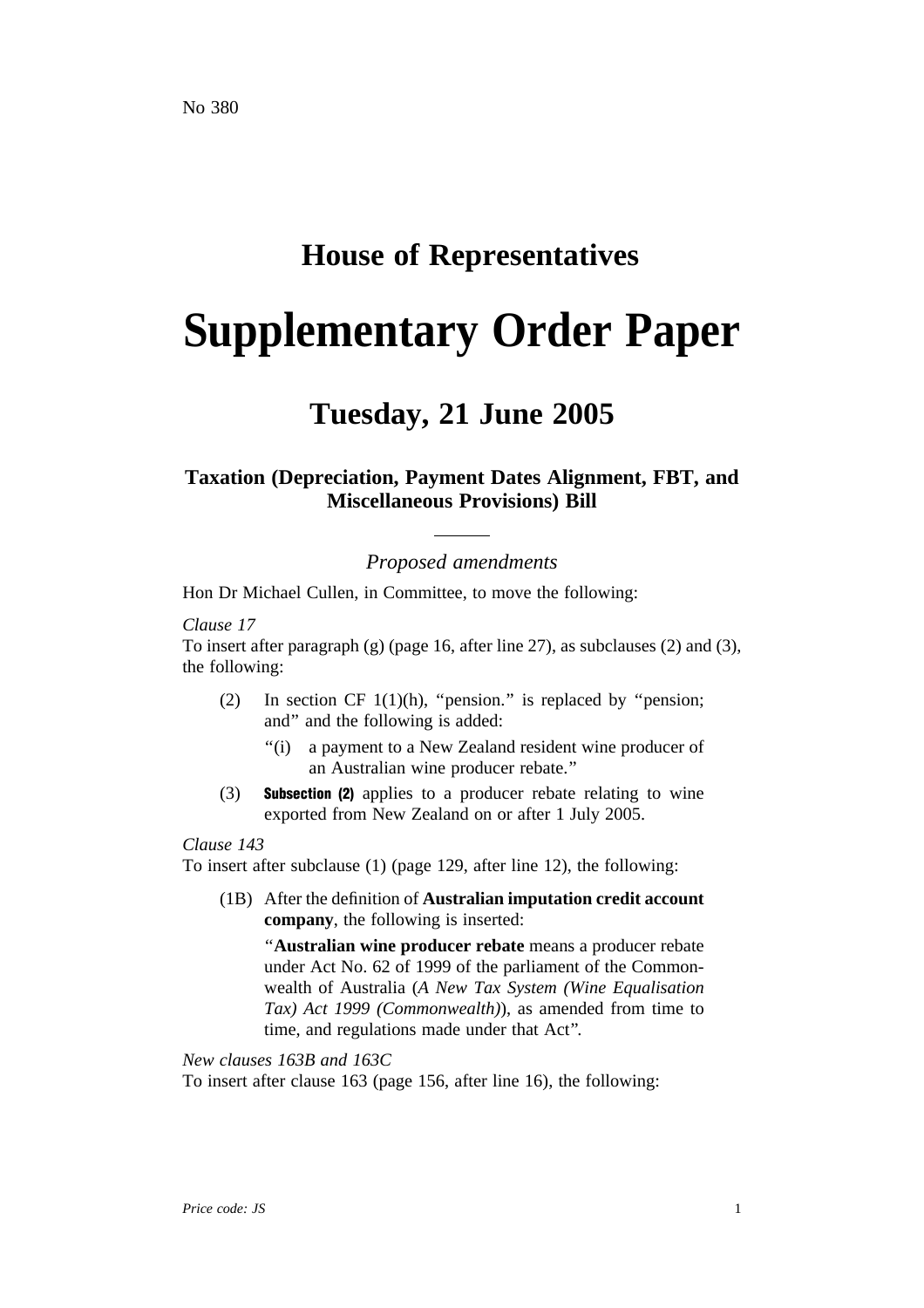No 380

# House of Representatives

# Supplementary Order Paper

## Tuesday, 21 June 2005

### Taxation (Depreciation, Payment Dates Alignment, FBT, and Miscellaneous Provisions) Bill

*Proposed amendments*

Hon Dr Michael Cullen, in Committee, to move the following:

*Clause 17*

To insert after paragraph (g) (page 16, after line 27), as subclauses (2) and (3), the following:

(2) In section CF 1(1)(h), "pension." is replaced by "pension; and" and the following is added:

"(i) a payment to a New Zealand resident wine producer of an Australian wine producer rebate."

(3) **Subsection (2)** applies to a producer rebate relating to wine exported from New Zealand on or after 1 July 2005.

*Clause 143*

To insert after subclause (1) (page 129, after line 12), the following:

(1B) After the definition of **Australian imputation credit account company**, the following is inserted:

"**Australian wine producer rebate** means a producer rebate under Act No. 62 of 1999 of the parliament of the Commonwealth of Australia (*A New Tax System (Wine Equalisation Tax) Act 1999 (Commonwealth)*), as amended from time to time, and regulations made under that Act".

*New clauses 163B and 163C*

To insert after clause 163 (page 156, after line 16), the following: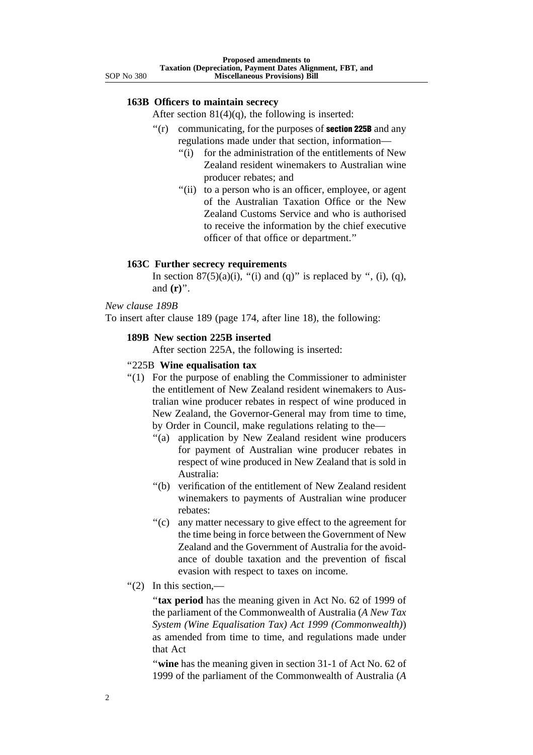### 163B Officers to maintain secrecy

After section 81(4)(q), the following is inserted:

"(r) communicating, for the purposes of **section 225B** and any regulations made under that section, information—

"(i) for the administration of the entitlements of New Zealand resident winemakers to Australian wine producer rebates; and

"(ii) to a person who is an officer, employee, or agent of the Australian Taxation Office or the New Zealand Customs Service and who is authorised to receive the information by the chief executive officer of that office or department."

### 163C Further secrecy requirements

In section 87(5)(a)(i), "(i) and (q)" is replaced by ", (i), (q), and **(r)**".

*New clause 189B*

To insert after clause 189 (page 174, after line 18), the following:

### 189B New section 225B inserted

After section 225A, the following is inserted:

"225B **Wine equalisation tax**

"(1) For the purpose of enabling the Commissioner to administer the entitlement of New Zealand resident winemakers to Australian wine producer rebates in respect of wine produced in New Zealand, the Governor-General may from time to time, by Order in Council, make regulations relating to the—

"(a) application by New Zealand resident wine producers for payment of Australian wine producer rebates in respect of wine produced in New Zealand that is sold in Australia:

"(b) verification of the entitlement of New Zealand resident winemakers to payments of Australian wine producer rebates:

"(c) any matter necessary to give effect to the agreement for the time being in force between the Government of New Zealand and the Government of Australia for the avoidance of double taxation and the prevention of fiscal evasion with respect to taxes on income.

"(2) In this section,—

"**tax period** has the meaning given in Act No. 62 of 1999 of the parliament of the Commonwealth of Australia (*A New Tax System (Wine Equalisation Tax) Act 1999 (Commonwealth)*) as amended from time to time, and regulations made under that Act

"**wine** has the meaning given in section 31-1 of Act No. 62 of 1999 of the parliament of the Commonwealth of Australia (*A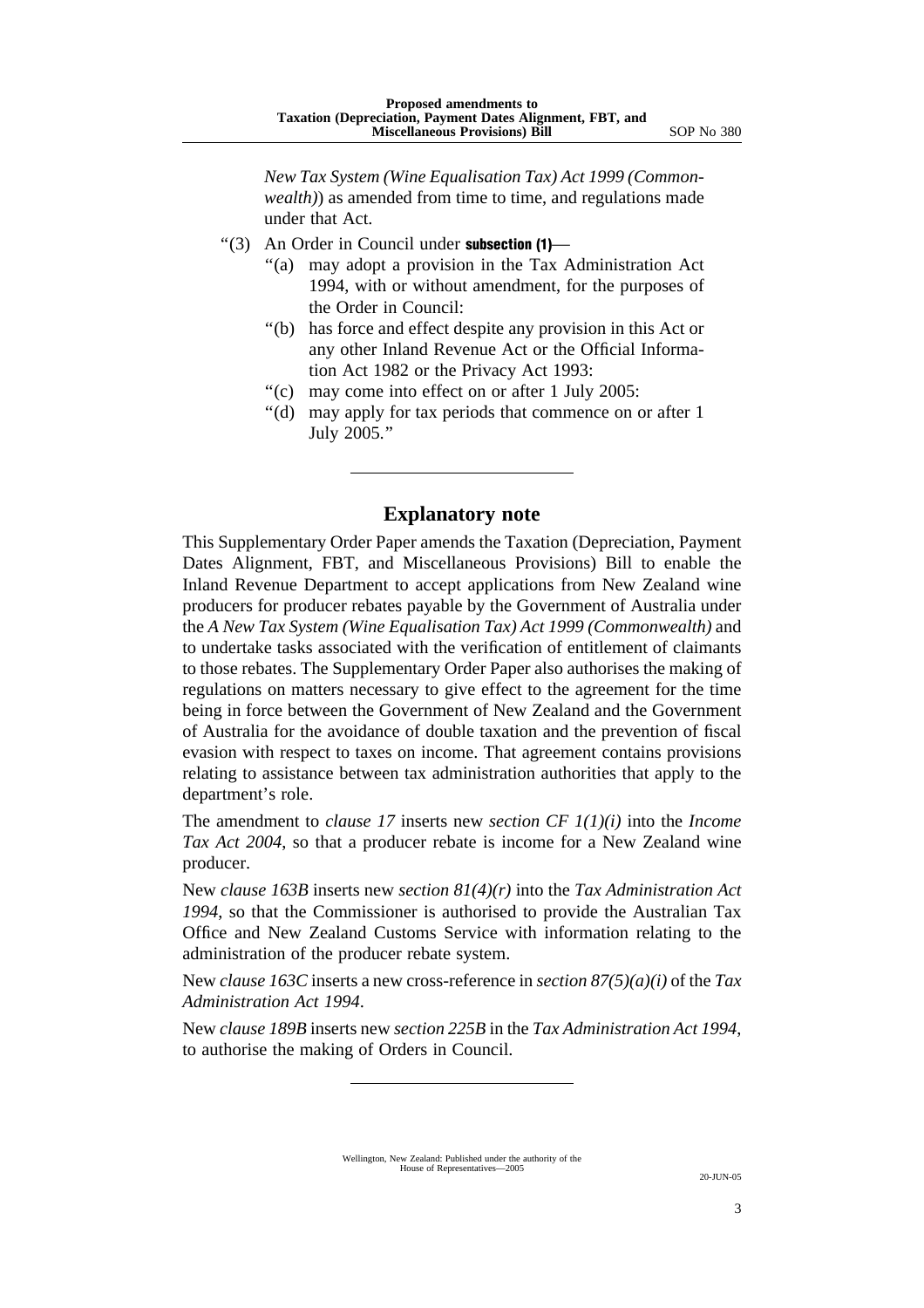*New Tax System (Wine Equalisation Tax) Act 1999 (Commonwealth)*) as amended from time to time, and regulations made under that Act.

"(3) An Order in Council under **subsection (1)**—

"(a) may adopt a provision in the Tax Administration Act 1994, with or without amendment, for the purposes of the Order in Council:

"(b) has force and effect despite any provision in this Act or any other Inland Revenue Act or the Official Information Act 1982 or the Privacy Act 1993:

"(c) may come into effect on or after 1 July 2005:

"(d) may apply for tax periods that commence on or after 1 July 2005."

---

## Explanatory note

This Supplementary Order Paper amends the Taxation (Depreciation, Payment Dates Alignment, FBT, and Miscellaneous Provisions) Bill to enable the Inland Revenue Department to accept applications from New Zealand wine producers for producer rebates payable by the Government of Australia under the *A New Tax System (Wine Equalisation Tax) Act 1999 (Commonwealth)* and to undertake tasks associated with the verification of entitlement of claimants to those rebates. The Supplementary Order Paper also authorises the making of regulations on matters necessary to give effect to the agreement for the time being in force between the Government of New Zealand and the Government of Australia for the avoidance of double taxation and the prevention of fiscal evasion with respect to taxes on income. That agreement contains provisions relating to assistance between tax administration authorities that apply to the department's role.

The amendment to *clause 17* inserts new *section CF 1(1)(i)* into the *Income Tax Act 2004*, so that a producer rebate is income for a New Zealand wine producer.

New *clause 163B* inserts new *section 81(4)(r)* into the *Tax Administration Act 1994*, so that the Commissioner is authorised to provide the Australian Tax Office and New Zealand Customs Service with information relating to the administration of the producer rebate system.

New *clause 163C* inserts a new cross-reference in *section 87(5)(a)(i)* of the *Tax Administration Act 1994*.

New *clause 189B* inserts new *section 225B* in the *Tax Administration Act 1994*, to authorise the making of Orders in Council.

---

Wellington, New Zealand: Published under the authority of the House of Representatives—2005

20-JUN-05